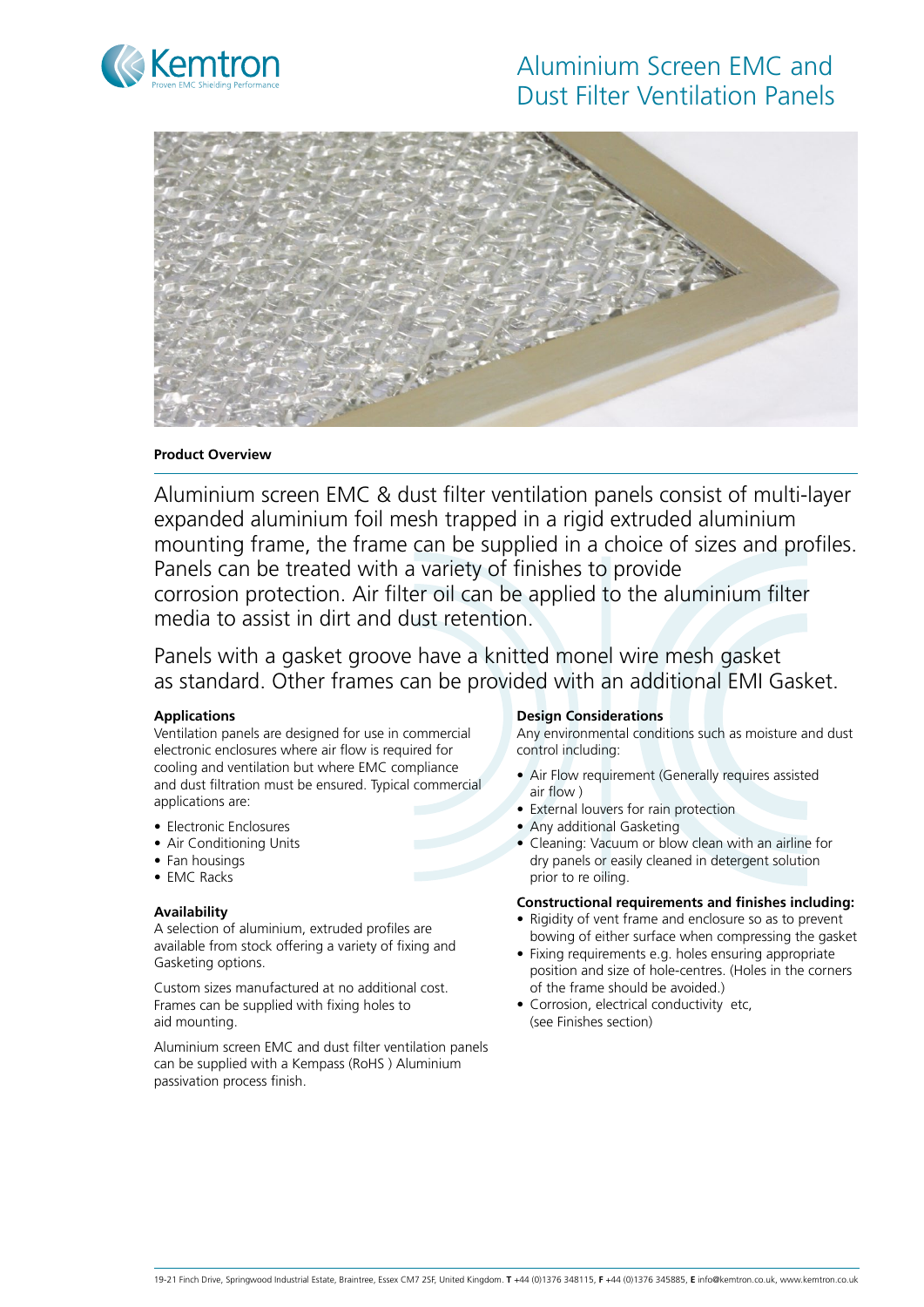# Aluminium Screen EMC and Dust Filter Ventilation Panels

### Product Overview

Aluminium screen EMC & dust filter ventilation panels consist of multi-layer expanded aluminium foil mesh trapped in a rigid extruded aluminium mounting frame, the frame can be supplied in a choice of sizes and profiles. Panels can be treated with a variety of finishes to provide corrosion protection. Air filter oil can be applied to the aluminium filter media to assist in dirt and dust retention.

Panels with a gasket groove have a knitted monel wire mesh gasket as standard. Other frames can be provided with an additional EMI Gasket.

### Applications

Ventilation panels are designed for use in commercial electronic enclosures where air flow is required for cooling and ventilation but where EMC compliance and dust filtration must be ensured. Typical commercial applications are:

- Electronic Enclosures
- Air Conditioning Units
- Fan housings
- EMC Racks

### Availability

A selection of aluminium, extruded profiles are available from stock offering a variety of fixing and Gasketing options.

Custom sizes manufactured at no additional cost. Frames can be supplied with fixing holes to aid mounting.

Aluminium screen EMC and dust filter ventilation panels can be supplied with a Kempass (RoHS ) Aluminium passivation process finish.

### Design Considerations

Any environmental conditions such as moisture and dust control including:

- Air Flow requirement (Generally requires assisted air flow )
- External louvers for rain protection
- Any additional Gasketing
- Cleaning: Vacuum or blow clean with an airline for dry panels or easily cleaned in detergent solution prior to re oiling.

### Constructional requirements and finishes including:

- Rigidity of vent frame and enclosure so as to prevent bowing of either surface when compressing the gasket
- Fixing requirements e.g. holes ensuring appropriate position and size of hole-centres. (Holes in the corners of the frame should be avoided.)
- Corrosion, electrical conductivity etc, (see Finishes section)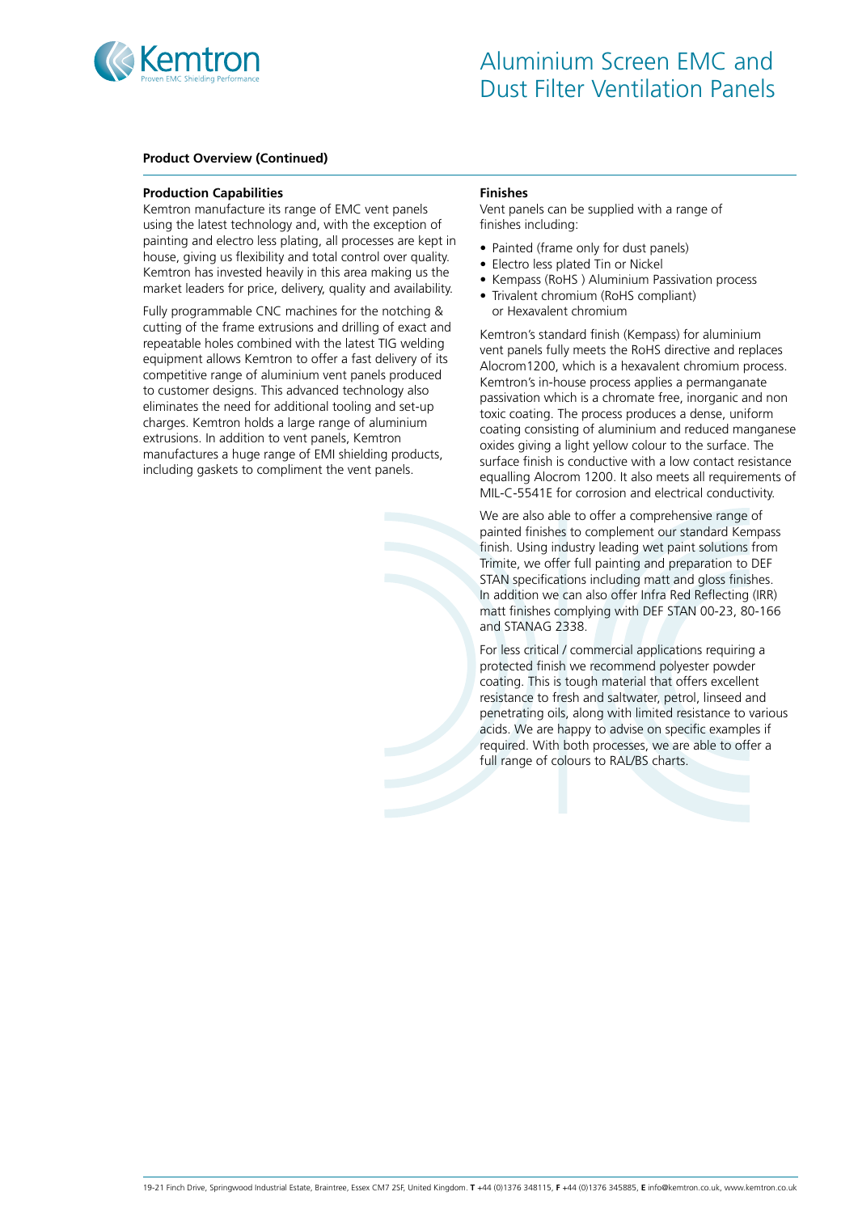# Aluminium Screen EMC and Dust Filter Ventilation Panels

**Product Overview (Continued)**

**Production Capabilities**

Kemtron manufacture its range of EMC vent panels using the latest technology and, with the exception of painting and electro less plating, all processes are kept in house, giving us flexibility and total control over quality. Kemtron has invested heavily in this area making us the market leaders for price, delivery, quality and availability.

Fully programmable CNC machines for the notching & cutting of the frame extrusions and drilling of exact and repeatable holes combined with the latest TIG welding equipment allows Kemtron to offer a fast delivery of its competitive range of aluminium vent panels produced to customer designs. This advanced technology also eliminates the need for additional tooling and set-up charges. Kemtron holds a large range of aluminium extrusions. In addition to vent panels, Kemtron manufactures a huge range of EMI shielding products, including gaskets to compliment the vent panels.

**Finishes**

Vent panels can be supplied with a range of finishes including:

- Painted (frame only for dust panels)
- Electro less plated Tin or Nickel
- Kempass (RoHS ) Aluminium Passivation process
- Trivalent chromium (RoHS compliant) or Hexavalent chromium

Kemtron's standard finish (Kempass) for aluminium vent panels fully meets the RoHS directive and replaces Alocrom1200, which is a hexavalent chromium process. Kemtron's in-house process applies a permanganate passivation which is a chromate free, inorganic and non toxic coating. The process produces a dense, uniform coating consisting of aluminium and reduced manganese oxides giving a light yellow colour to the surface. The surface finish is conductive with a low contact resistance equalling Alocrom 1200. It also meets all requirements of MIL-C-5541E for corrosion and electrical conductivity.

We are also able to offer a comprehensive range of painted finishes to complement our standard Kempass finish. Using industry leading wet paint solutions from Trimite, we offer full painting and preparation to DEF STAN specifications including matt and gloss finishes. In addition we can also offer Infra Red Reflecting (IRR) matt finishes complying with DEF STAN 00-23, 80-166 and STANAG 2338.

For less critical / commercial applications requiring a protected finish we recommend polyester powder coating. This is tough material that offers excellent resistance to fresh and saltwater, petrol, linseed and penetrating oils, along with limited resistance to various acids. We are happy to advise on specific examples if required. With both processes, we are able to offer a full range of colours to RAL/BS charts.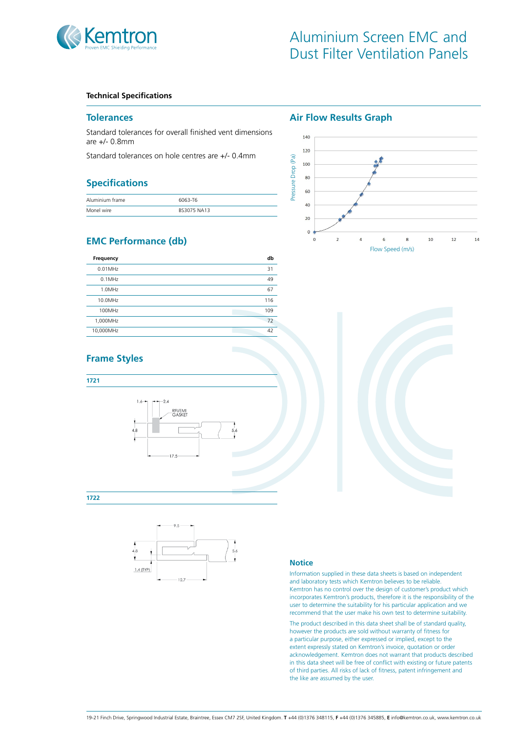# Aluminium Screen EMC and Dust Filter Ventilation Panels

**Technical Specifications**

## Tolerances

Standard tolerances for overall finished vent dimensions are +/- 0.8mm

Standard tolerances on hole centres are +/- 0.4mm

## Specifications

| | |
|---|---|
| Aluminium frame | 6063-T6 |
| Monel wire | BS3075 NA13 |

## EMC Performance (db)

| Frequency | db |
|---|---|
| 0.01MHz | 31 |
| 0.1MHz | 49 |
| 1.0MHz | 67 |
| 10.0MHz | 116 |
| 100MHz | 109 |
| 1,000MHz | 72 |
| 10,000MHz | 42 |

## Air Flow Results Graph

Pressure Drop (Pa)

0
20
40
60
80
100
120
140

Flow Speed (m/s)

0
2
4
6
8
10
12
14

## Frame Styles

### 1721

1.6
2.4
RFI/EMI GASKET
4.8
5.6
17.5

### 1722

9.5
4.8
5.6
1.4 (TYP)
12.7

## Notice

Information supplied in these data sheets is based on independent and laboratory tests which Kemtron believes to be reliable. Kemtron has no control over the design of customer's product which incorporates Kemtron's products, therefore it is the responsibility of the user to determine the suitability for his particular application and we recommend that the user make his own test to determine suitability.

The product described in this data sheet shall be of standard quality, however the products are sold without warranty of fitness for a particular purpose, either expressed or implied, except to the extent expressly stated on Kemtron's invoice, quotation or order acknowledgement. Kemtron does not warrant that products described in this data sheet will be free of conflict with existing or future patents of third parties. All risks of lack of fitness, patent infringement and the like are assumed by the user.

19-21 Finch Drive, Springwood Industrial Estate, Braintree, Essex CM7 2SF, United Kingdom. **T** +44 (0)1376 348115, **F** +44 (0)1376 345885, **E** info@kemtron.co.uk, www.kemtron.co.uk